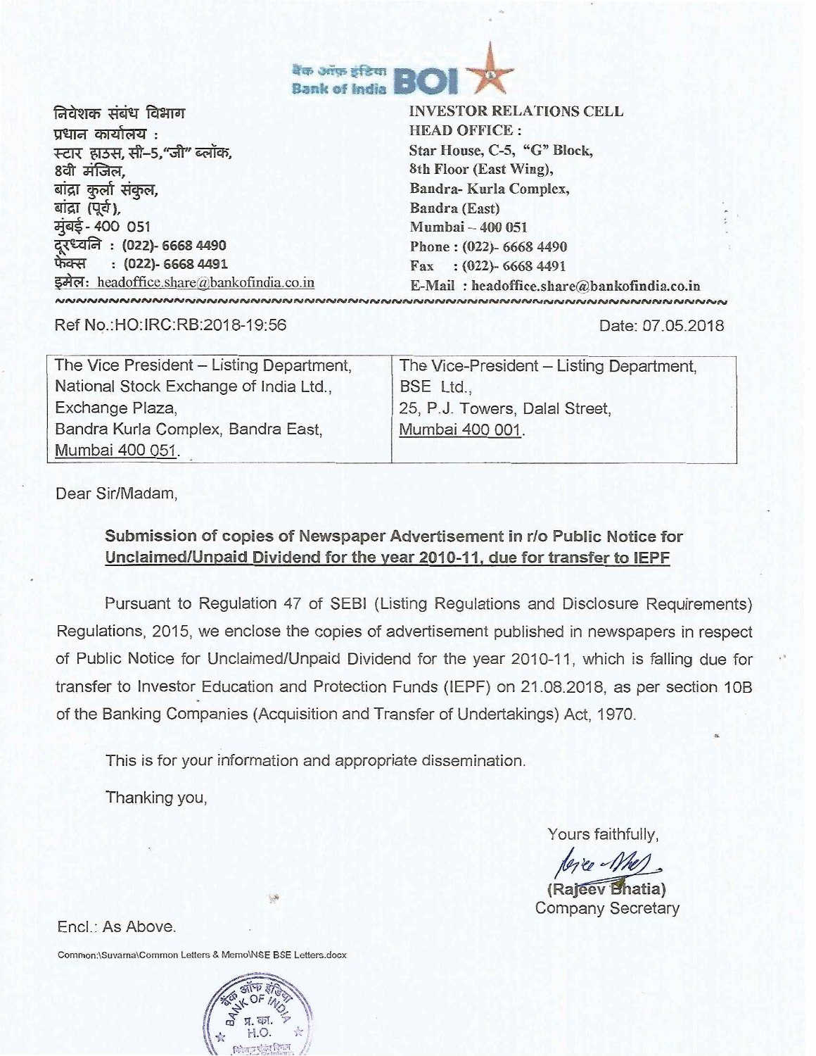बैंक ऑफ़ इंडिया **BOI**
Bank of India

| निवेशक संबंध विभाग<br>प्रधान कार्यालय :<br>स्टार हाउस, सी–5,"जी" ब्लॉक,<br>8वी मंजिल,<br>बांद्रा कुर्ला संकुल,<br>बांद्रा (पूर्व),<br>मुंबई - 400 051<br>दूरध्वनि : (022)- 6668 4490<br>फैक्स : (022)- 6668 4491<br>इमेल: headoffice.share@bankofindia.co.in | **INVESTOR RELATIONS CELL**<br>**HEAD OFFICE :**<br>**Star House, C-5, "G" Block,**<br>**8th Floor (East Wing),**<br>**Bandra- Kurla Complex,**<br>**Bandra (East)**<br>**Mumbai – 400 051**<br>**Phone : (022)- 6668 4490**<br>**Fax : (022)- 6668 4491**<br>**E-Mail : headoffice.share@bankofindia.co.in** |
|---|---|

Ref No.:HO:IRC:RB:2018-19:56

Date: 07.05.2018

| The Vice President – Listing Department,<br>National Stock Exchange of India Ltd.,<br>Exchange Plaza,<br>Bandra Kurla Complex, Bandra East,<br>Mumbai 400 051. | The Vice-President – Listing Department,<br>BSE Ltd.,<br>25, P.J. Towers, Dalal Street,<br>Mumbai 400 001. |
|---|---|

Dear Sir/Madam,

**Submission of copies of Newspaper Advertisement in r/o Public Notice for Unclaimed/Unpaid Dividend for the year 2010-11, due for transfer to IEPF**

Pursuant to Regulation 47 of SEBI (Listing Regulations and Disclosure Requirements) Regulations, 2015, we enclose the copies of advertisement published in newspapers in respect of Public Notice for Unclaimed/Unpaid Dividend for the year 2010-11, which is falling due for transfer to Investor Education and Protection Funds (IEPF) on 21.08.2018, as per section 10B of the Banking Companies (Acquisition and Transfer of Undertakings) Act, 1970.

This is for your information and appropriate dissemination.

Thanking you,

Yours faithfully,

(Rajeev Bhatia)
Company Secretary

Encl.: As Above.

Common:\Suvarna\Common Letters & Memo\NSE BSE Letters.docx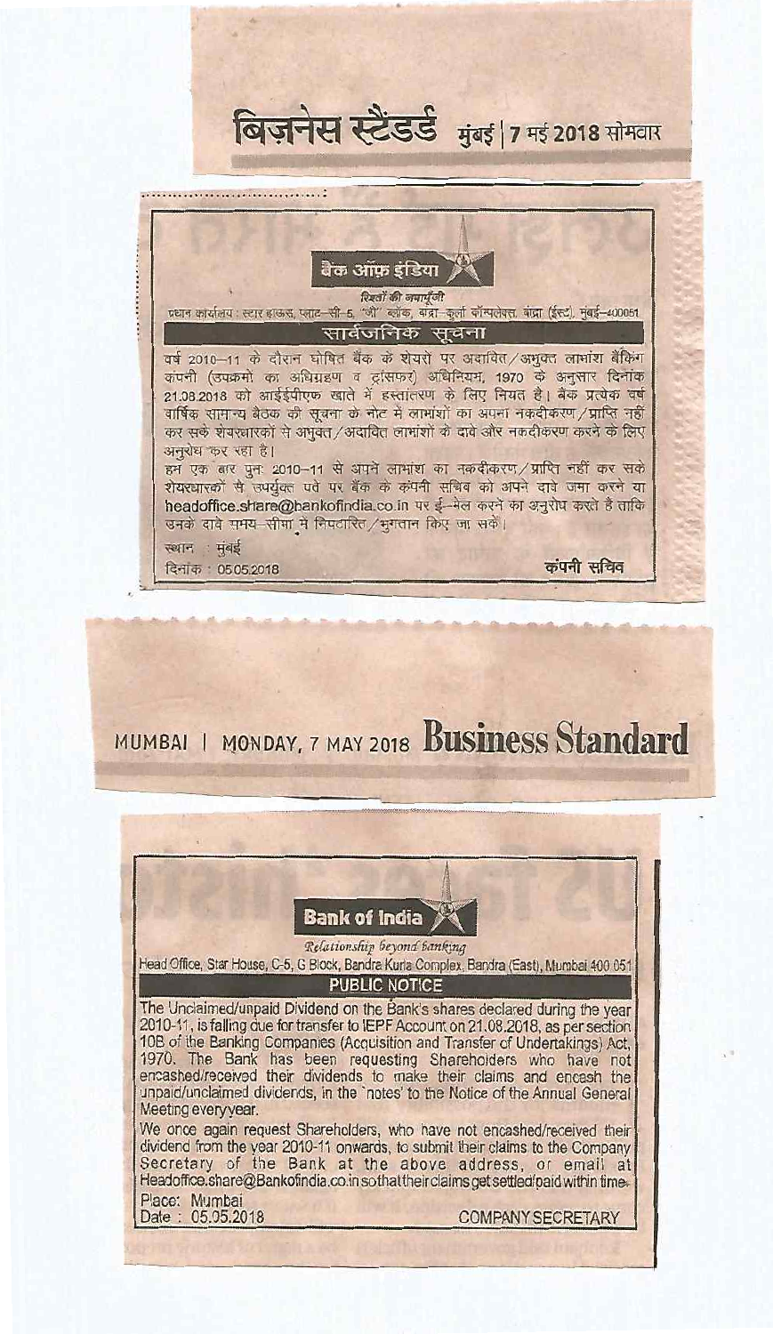बिज़नेस स्टैंडर्ड मुंबई | 7 मई 2018 सोमवार

## बैंक ऑफ़ इंडिया

*रिश्तों की जमापूँजी*

प्रधान कार्यालय : स्टार हाउस, प्लाट–सी–5, 'जी' ब्लॉक, बांद्रा–कुर्ला कॉम्पलेक्स, बांद्रा (ईस्ट), मुंबई–400051

### सार्वजनिक सूचना

वर्ष 2010–11 के दौरान घोषित बैंक के शेयरों पर अदावित/अप्रदत्त लाभांश बैंकिंग कंपनी (उपक्रमों का अधिग्रहण व ट्रांसफर) अधिनियम, 1970 के अनुसार दिनांक 21.08.2018 को आईईपीएफ खाते में हस्तांतरण के लिए नियत है। बैंक प्रत्येक वर्ष वार्षिक सामान्य बैठक की सूचना के नोट में लाभांशों का अपना नकदीकरण/प्राप्ति नहीं कर सके शेयरधारकों से अप्रदत्त/अदावित लाभांशों के दावे और नकदीकरण करने के लिए अनुरोध कर रहा है।

हम एक बार पुनः 2010–11 से अपने लाभांश का नकदीकरण/प्राप्ति नहीं कर सके शेयरधारकों से उपर्युक्त पते पर बैंक के कंपनी सचिव को अपने दावे जमा करने या headoffice.share@bankofindia.co.in पर ई–मेल करने का अनुरोध करते हैं ताकि उनके दावे समय–सीमा में निपटारित/भुगतान किए जा सकें।

स्थान : मुंबई
दिनांक : 05.05.2018

कंपनी सचिव

---

MUMBAI | MONDAY, 7 MAY 2018 Business Standard

## Bank of India

*Relationship beyond banking*

Head Office, Star House, C-5, G Block, Bandra Kurla Complex, Bandra (East), Mumbai 400 051

### PUBLIC NOTICE

The Unclaimed/unpaid Dividend on the Bank's shares declared during the year 2010-11, is falling due for transfer to IEPF Account on 21.08.2018, as per section 10B of the Banking Companies (Acquisition and Transfer of Undertakings) Act, 1970. The Bank has been requesting Shareholders who have not encashed/received their dividends to make their claims and encash the unpaid/unclaimed dividends, in the 'notes' to the Notice of the Annual General Meeting every year.

We once again request Shareholders, who have not encashed/received their dividend from the year 2010-11 onwards, to submit their claims to the Company Secretary of the Bank at the above address, or email at Headoffice.share@Bankofindia.co.in so that their claims get settled/paid within time.

Place: Mumbai
Date : 05.05.2018

COMPANY SECRETARY